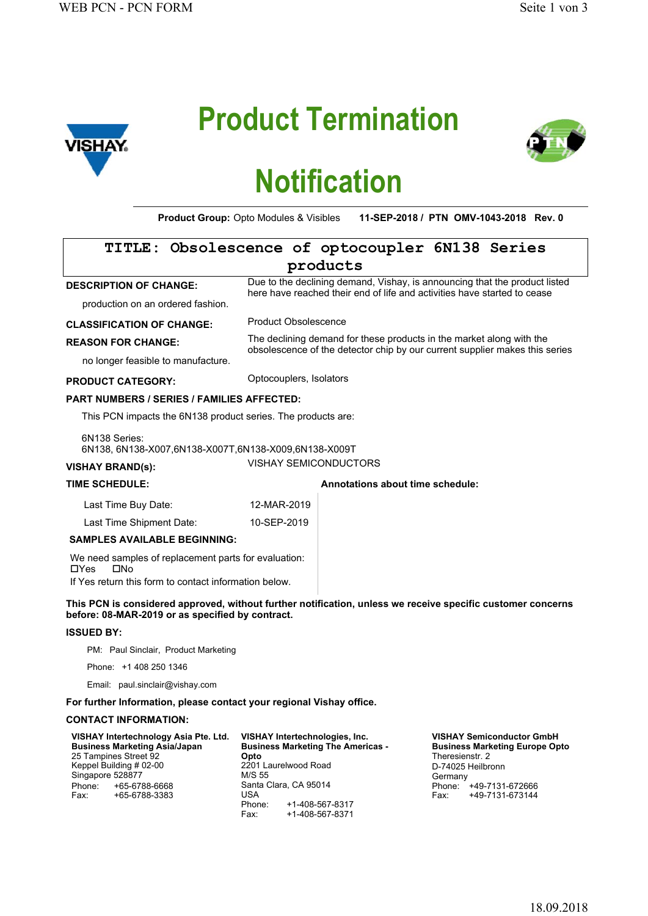# Product Termination Notification

**Product Group:** Opto Modules & Visibles **11-SEP-2018 / PTN OMV-1043-2018 Rev. 0**

## TITLE: Obsolescence of optocoupler 6N138 Series products

**DESCRIPTION OF CHANGE:** Due to the declining demand, Vishay, is announcing that the product listed here have reached their end of life and activities have started to cease production on an ordered fashion.

**CLASSIFICATION OF CHANGE:** Product Obsolescence

**REASON FOR CHANGE:** The declining demand for these products in the market along with the obsolescence of the detector chip by our current supplier makes this series no longer feasible to manufacture.

**PRODUCT CATEGORY:** Optocouplers, Isolators

**PART NUMBERS / SERIES / FAMILIES AFFECTED:**

This PCN impacts the 6N138 product series. The products are:

6N138 Series:
6N138, 6N138-X007,6N138-X007T,6N138-X009,6N138-X009T

**VISHAY BRAND(s):** VISHAY SEMICONDUCTORS

**TIME SCHEDULE:**

| | |
|---|---|
| Last Time Buy Date: | 12-MAR-2019 |
| Last Time Shipment Date: | 10-SEP-2019 |

**Annotations about time schedule:**

**SAMPLES AVAILABLE BEGINNING:**

We need samples of replacement parts for evaluation:
☐Yes ☐No
If Yes return this form to contact information below.

**This PCN is considered approved, without further notification, unless we receive specific customer concerns before: 08-MAR-2019 or as specified by contract.**

**ISSUED BY:**

PM: Paul Sinclair, Product Marketing

Phone: +1 408 250 1346

Email: paul.sinclair@vishay.com

**For further Information, please contact your regional Vishay office.**

**CONTACT INFORMATION:**

**VISHAY Intertechnology Asia Pte. Ltd.**
**Business Marketing Asia/Japan**
25 Tampines Street 92
Keppel Building # 02-00
Singapore 528877
Phone: +65-6788-6668
Fax: +65-6788-3383

**VISHAY Intertechnologies, Inc.**
**Business Marketing The Americas - Opto**
2201 Laurelwood Road
M/S 55
Santa Clara, CA 95014
USA
Phone: +1-408-567-8317
Fax: +1-408-567-8371

**VISHAY Semiconductor GmbH**
**Business Marketing Europe Opto**
Theresienstr. 2
D-74025 Heilbronn
Germany
Phone: +49-7131-672666
Fax: +49-7131-673144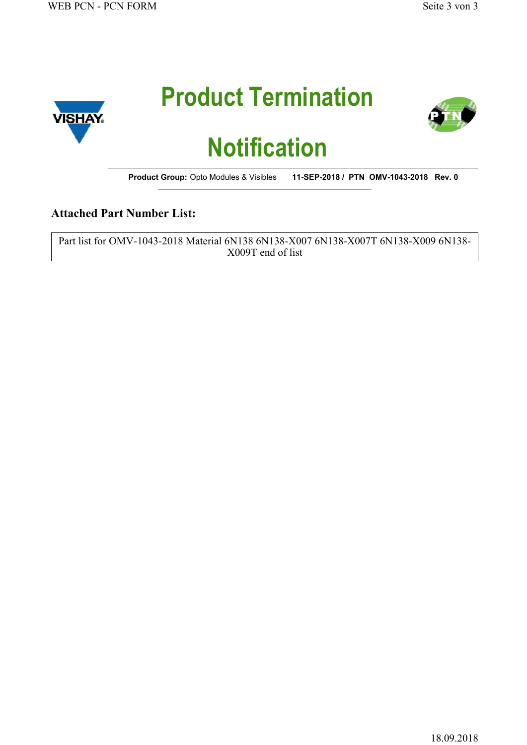# Product Termination Notification

**Product Group:** Opto Modules & Visibles **11-SEP-2018 / PTN OMV-1043-2018 Rev. 0**

## Attached Part Number List:

| |
|---|
| Part list for OMV-1043-2018 Material 6N138 6N138-X007 6N138-X007T 6N138-X009 6N138-X009T end of list |